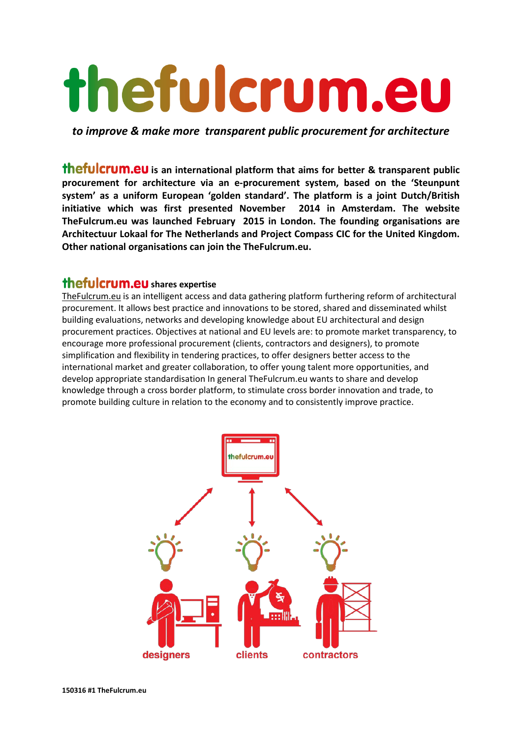# thefulcrum.eu

***to improve & make more transparent public procurement for architecture***

**thefulcrum.eu is an international platform that aims for better & transparent public procurement for architecture via an e-procurement system, based on the 'Steunpunt system' as a uniform European 'golden standard'. The platform is a joint Dutch/British initiative which was first presented November 2014 in Amsterdam. The website TheFulcrum.eu was launched February 2015 in London. The founding organisations are Architectuur Lokaal for The Netherlands and Project Compass CIC for the United Kingdom. Other national organisations can join the TheFulcrum.eu.**

## thefulcrum.eu shares expertise

TheFulcrum.eu is an intelligent access and data gathering platform furthering reform of architectural procurement. It allows best practice and innovations to be stored, shared and disseminated whilst building evaluations, networks and developing knowledge about EU architectural and design procurement practices. Objectives at national and EU levels are: to promote market transparency, to encourage more professional procurement (clients, contractors and designers), to promote simplification and flexibility in tendering practices, to offer designers better access to the international market and greater collaboration, to offer young talent more opportunities, and develop appropriate standardisation In general TheFulcrum.eu wants to share and develop knowledge through a cross border platform, to stimulate cross border innovation and trade, to promote building culture in relation to the economy and to consistently improve practice.

thefulcrum.eu

designers clients contractors

**150316 #1 TheFulcrum.eu**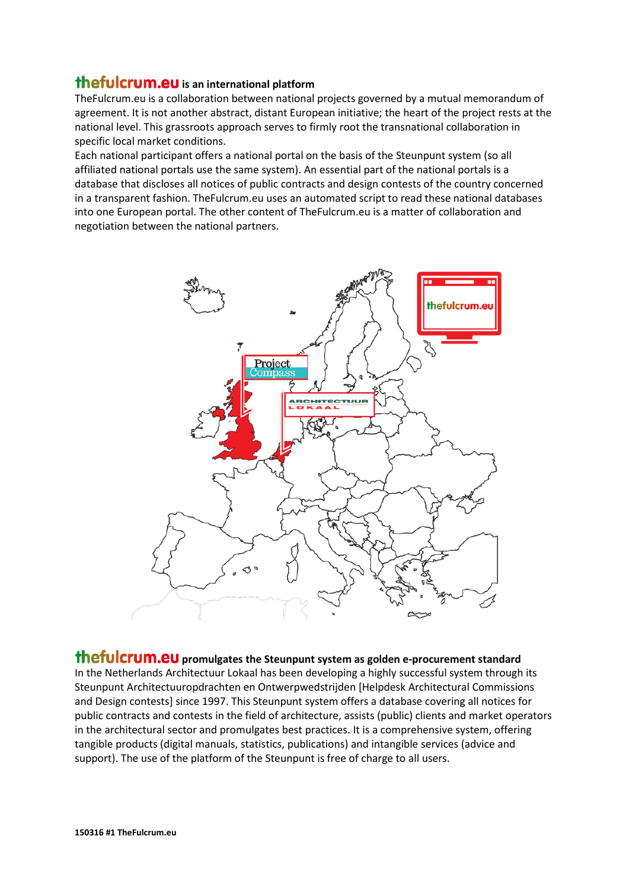## thefulcrum.eu is an international platform

TheFulcrum.eu is a collaboration between national projects governed by a mutual memorandum of agreement. It is not another abstract, distant European initiative; the heart of the project rests at the national level. This grassroots approach serves to firmly root the transnational collaboration in specific local market conditions.
Each national participant offers a national portal on the basis of the Steunpunt system (so all affiliated national portals use the same system). An essential part of the national portals is a database that discloses all notices of public contracts and design contests of the country concerned in a transparent fashion. TheFulcrum.eu uses an automated script to read these national databases into one European portal. The other content of TheFulcrum.eu is a matter of collaboration and negotiation between the national partners.

## thefulcrum.eu promulgates the Steunpunt system as golden e-procurement standard

In the Netherlands Architectuur Lokaal has been developing a highly successful system through its Steunpunt Architectuuropdrachten en Ontwerpwedstrijden [Helpdesk Architectural Commissions and Design contests] since 1997. This Steunpunt system offers a database covering all notices for public contracts and contests in the field of architecture, assists (public) clients and market operators in the architectural sector and promulgates best practices. It is a comprehensive system, offering tangible products (digital manuals, statistics, publications) and intangible services (advice and support). The use of the platform of the Steunpunt is free of charge to all users.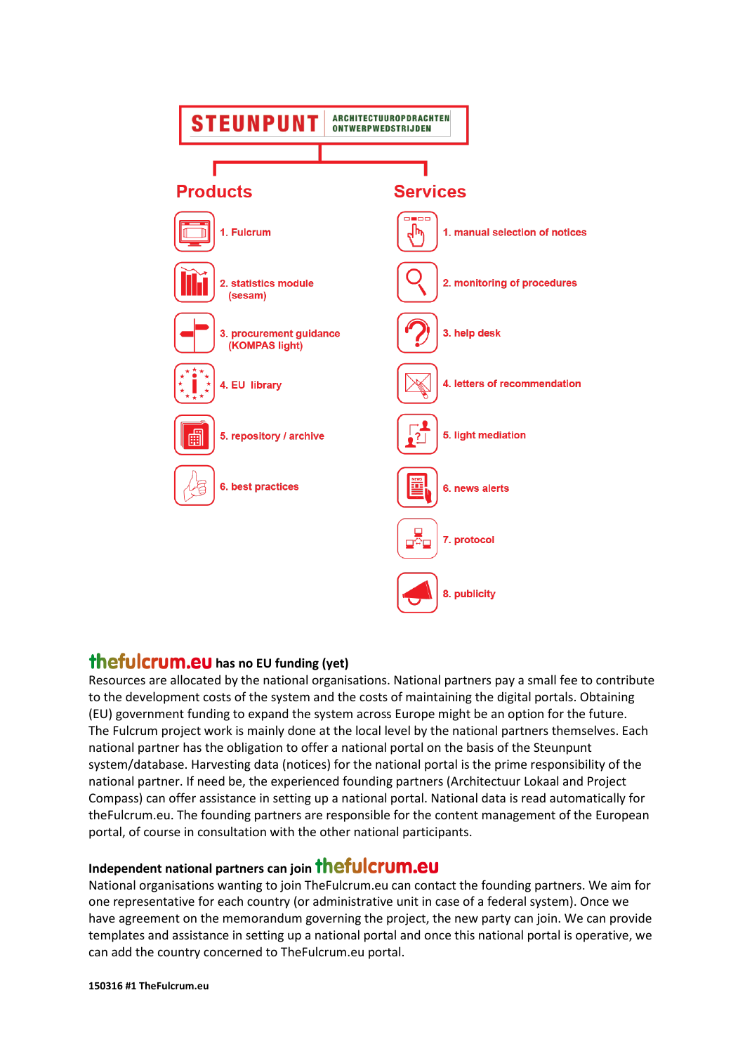**STEUNPUNT** ARCHITECTUUROPDRACHTEN ONTWERPWEDSTRIJDEN

## Products

1. Fulcrum
2. statistics module (sesam)
3. procurement guidance (KOMPAS light)
4. EU library
5. repository / archive
6. best practices

## Services

1. manual selection of notices
2. monitoring of procedures
3. help desk
4. letters of recommendation
5. light mediation
6. news alerts
7. protocol
8. publicity

## thefulcrum.eu has no EU funding (yet)

Resources are allocated by the national organisations. National partners pay a small fee to contribute to the development costs of the system and the costs of maintaining the digital portals. Obtaining (EU) government funding to expand the system across Europe might be an option for the future. The Fulcrum project work is mainly done at the local level by the national partners themselves. Each national partner has the obligation to offer a national portal on the basis of the Steunpunt system/database. Harvesting data (notices) for the national portal is the prime responsibility of the national partner. If need be, the experienced founding partners (Architectuur Lokaal and Project Compass) can offer assistance in setting up a national portal. National data is read automatically for theFulcrum.eu. The founding partners are responsible for the content management of the European portal, of course in consultation with the other national participants.

## Independent national partners can join thefulcrum.eu

National organisations wanting to join TheFulcrum.eu can contact the founding partners. We aim for one representative for each country (or administrative unit in case of a federal system). Once we have agreement on the memorandum governing the project, the new party can join. We can provide templates and assistance in setting up a national portal and once this national portal is operative, we can add the country concerned to TheFulcrum.eu portal.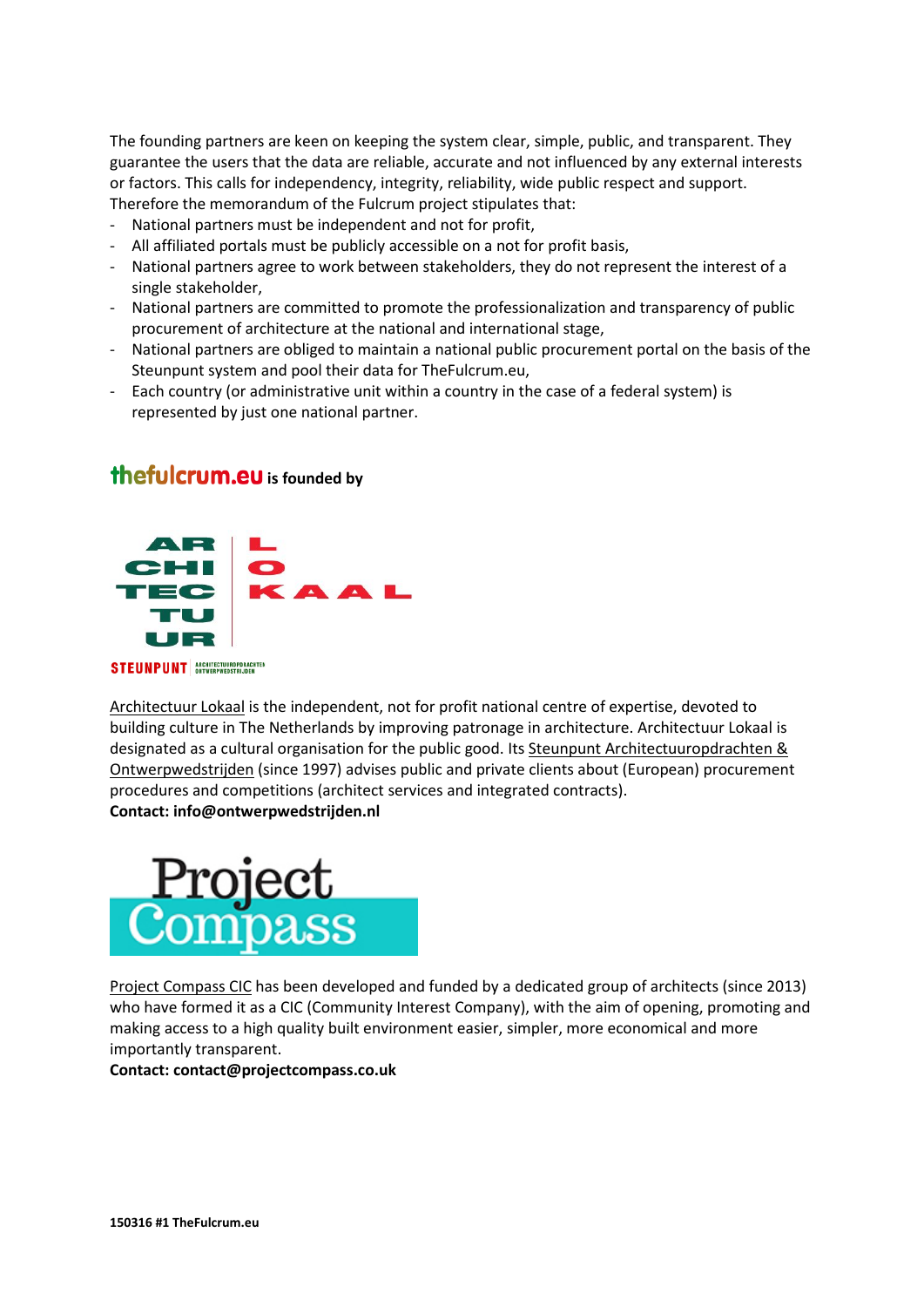The founding partners are keen on keeping the system clear, simple, public, and transparent. They guarantee the users that the data are reliable, accurate and not influenced by any external interests or factors. This calls for independency, integrity, reliability, wide public respect and support. Therefore the memorandum of the Fulcrum project stipulates that:

- National partners must be independent and not for profit,
- All affiliated portals must be publicly accessible on a not for profit basis,
- National partners agree to work between stakeholders, they do not represent the interest of a single stakeholder,
- National partners are committed to promote the professionalization and transparency of public procurement of architecture at the national and international stage,
- National partners are obliged to maintain a national public procurement portal on the basis of the Steunpunt system and pool their data for TheFulcrum.eu,
- Each country (or administrative unit within a country in the case of a federal system) is represented by just one national partner.

## thefulcrum.eu is founded by

AR CHI TEC TU UR | LO KAAL

STEUNPUNT ARCHITECTUUROPDRACHTEN ONTWERPWEDSTRIJDEN

Architectuur Lokaal is the independent, not for profit national centre of expertise, devoted to building culture in The Netherlands by improving patronage in architecture. Architectuur Lokaal is designated as a cultural organisation for the public good. Its Steunpunt Architectuuropdrachten & Ontwerpwedstrijden (since 1997) advises public and private clients about (European) procurement procedures and competitions (architect services and integrated contracts).
**Contact: info@ontwerpwedstrijden.nl**

Project Compass

Project Compass CIC has been developed and funded by a dedicated group of architects (since 2013) who have formed it as a CIC (Community Interest Company), with the aim of opening, promoting and making access to a high quality built environment easier, simpler, more economical and more importantly transparent.
**Contact: contact@projectcompass.co.uk**

**150316 #1 TheFulcrum.eu**